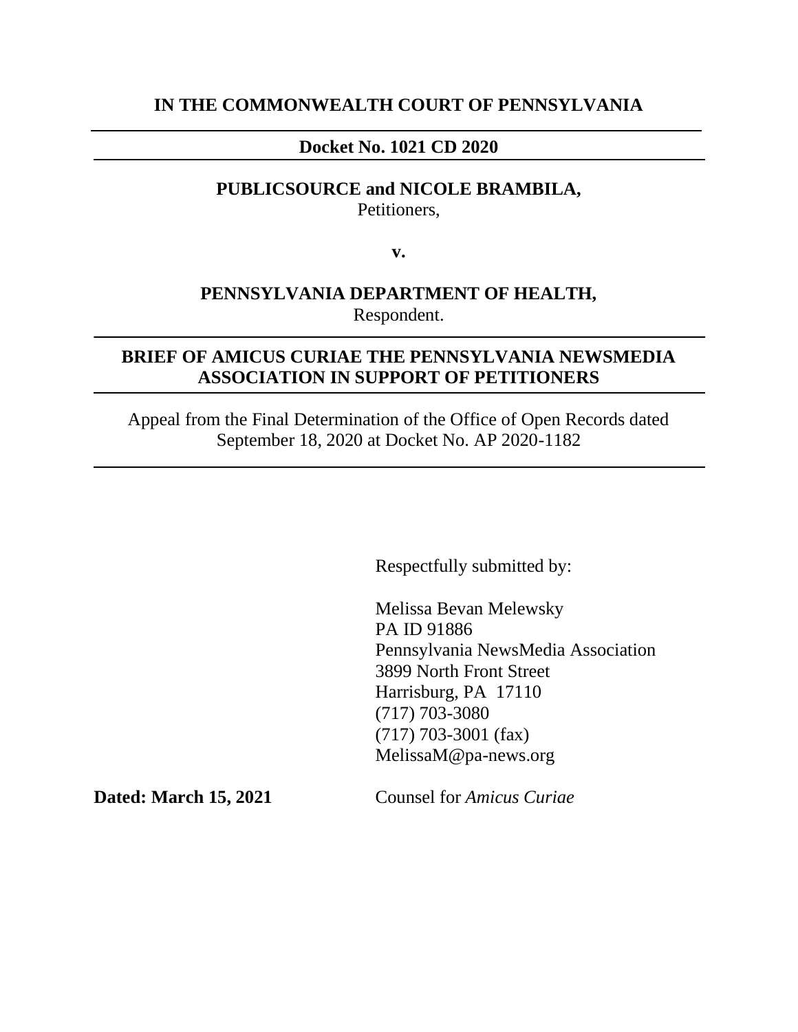**IN THE COMMONWEALTH COURT OF PENNSYLVANIA**

---

**Docket No. 1021 CD 2020**

---

**PUBLICSOURCE and NICOLE BRAMBILA,**
Petitioners,

**v.**

**PENNSYLVANIA DEPARTMENT OF HEALTH,**
Respondent.

---

**BRIEF OF AMICUS CURIAE THE PENNSYLVANIA NEWSMEDIA ASSOCIATION IN SUPPORT OF PETITIONERS**

---

Appeal from the Final Determination of the Office of Open Records dated September 18, 2020 at Docket No. AP 2020-1182

---

Respectfully submitted by:

Melissa Bevan Melewsky
PA ID 91886
Pennsylvania NewsMedia Association
3899 North Front Street
Harrisburg, PA 17110
(717) 703-3080
(717) 703-3001 (fax)
MelissaM@pa-news.org

**Dated: March 15, 2021**

Counsel for *Amicus Curiae*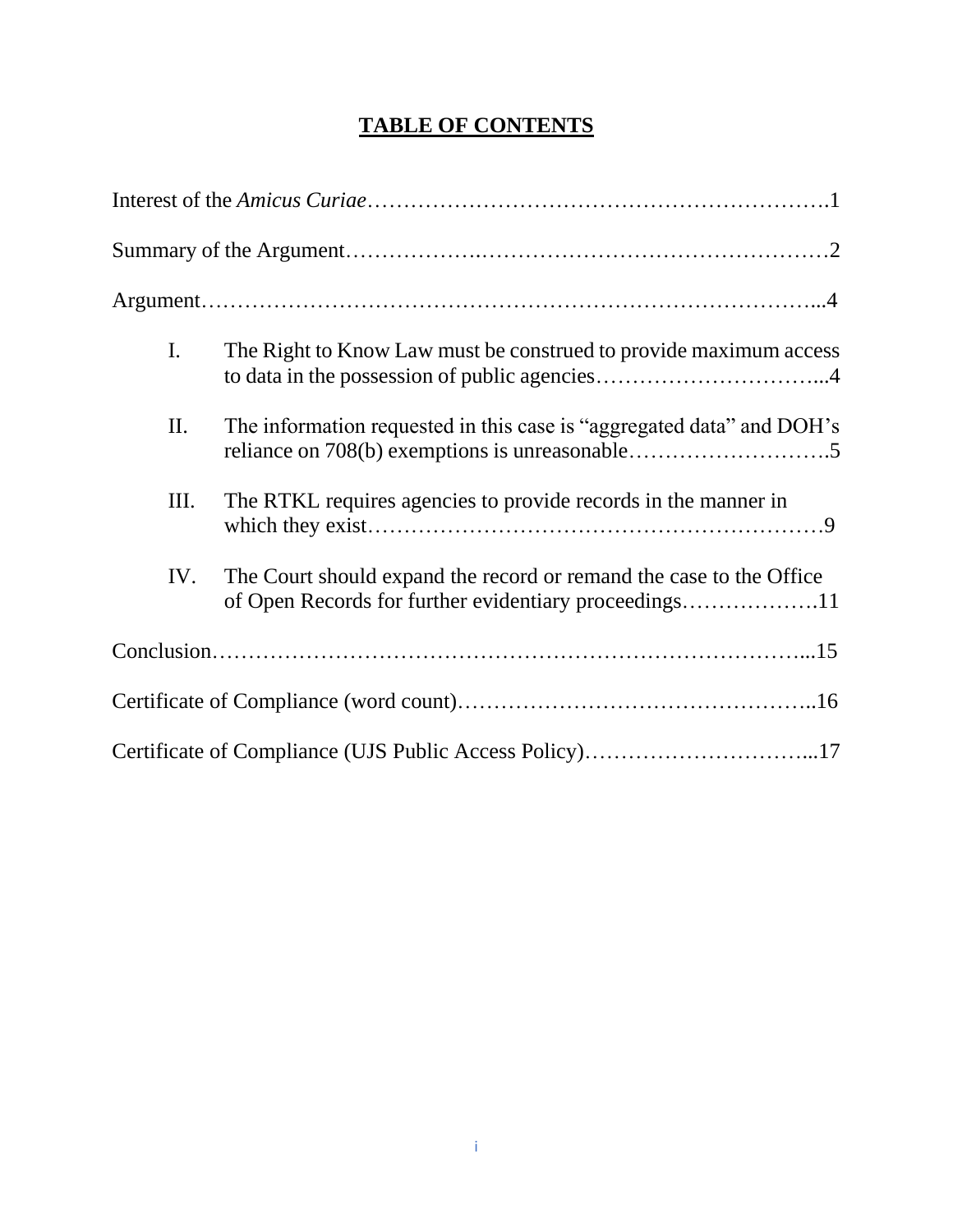# **TABLE OF CONTENTS**

Interest of the *Amicus Curiae*……………………………………………………….1

Summary of the Argument……………….…………………………………………2

Argument………………………………………………………………………...4

I. The Right to Know Law must be construed to provide maximum access to data in the possession of public agencies…………………………...4

II. The information requested in this case is "aggregated data" and DOH's reliance on 708(b) exemptions is unreasonable……………………….5

III. The RTKL requires agencies to provide records in the manner in which they exist……………………………………………………9

IV. The Court should expand the record or remand the case to the Office of Open Records for further evidentiary proceedings……………….11

Conclusion…………………………………………………………………...15

Certificate of Compliance (word count)………………………………………..16

Certificate of Compliance (UJS Public Access Policy)…………………………...17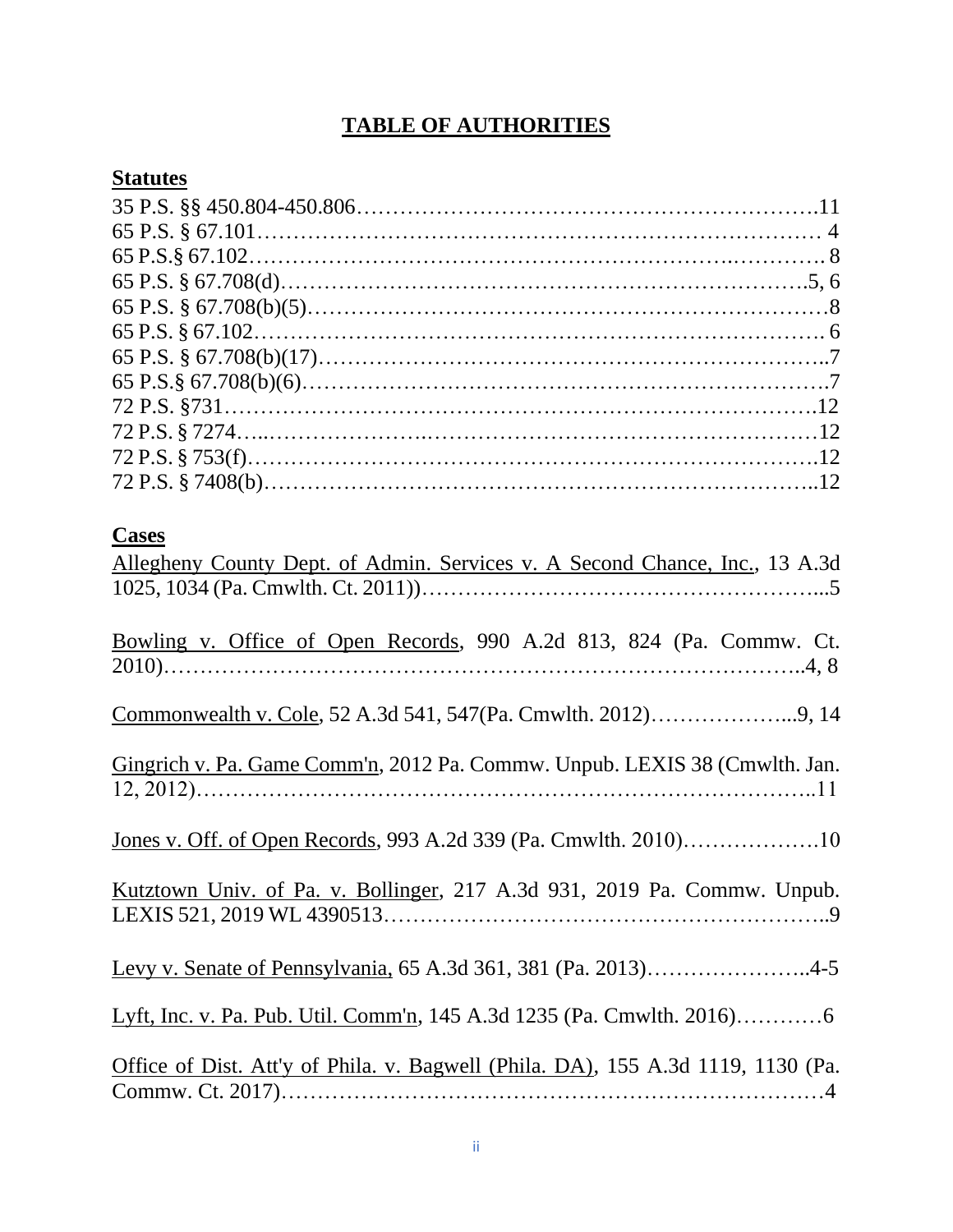# TABLE OF AUTHORITIES

## Statutes

35 P.S. §§ 450.804-450.806……………………………………………………….11
65 P.S. § 67.101………………………………………………………………… 4
65 P.S.§ 67.102……………………………………………………….…………. 8
65 P.S. § 67.708(d)………………………………………………………….5, 6
65 P.S. § 67.708(b)(5)…………………………………………………………8
65 P.S. § 67.102…………………………………………………………………. 6
65 P.S. § 67.708(b)(17)………………………………………………………..7
65 P.S.§ 67.708(b)(6)……………………………………………………………7
72 P.S. §731……………………………………………………………………12
72 P.S. § 7274…..……………….………………………………………………12
72 P.S. § 753(f)…………………………………………………………………12
72 P.S. § 7408(b)……………………………………………………………..12

## Cases

Allegheny County Dept. of Admin. Services v. A Second Chance, Inc., 13 A.3d 1025, 1034 (Pa. Cmwlth. Ct. 2011))……………………………………………...5

Bowling v. Office of Open Records, 990 A.2d 813, 824 (Pa. Commw. Ct. 2010)………………………………………………………………………..4, 8

Commonwealth v. Cole, 52 A.3d 541, 547(Pa. Cmwlth. 2012)………………...9, 14

Gingrich v. Pa. Game Comm'n, 2012 Pa. Commw. Unpub. LEXIS 38 (Cmwlth. Jan. 12, 2012)………………………………………………………………………..11

Jones v. Off. of Open Records, 993 A.2d 339 (Pa. Cmwlth. 2010)……………….10

Kutztown Univ. of Pa. v. Bollinger, 217 A.3d 931, 2019 Pa. Commw. Unpub. LEXIS 521, 2019 WL 4390513…………………………………………………..9

Levy v. Senate of Pennsylvania, 65 A.3d 361, 381 (Pa. 2013)…………………..4-5

Lyft, Inc. v. Pa. Pub. Util. Comm'n, 145 A.3d 1235 (Pa. Cmwlth. 2016)…………6

Office of Dist. Att'y of Phila. v. Bagwell (Phila. DA), 155 A.3d 1119, 1130 (Pa. Commw. Ct. 2017)……………………………………………………………4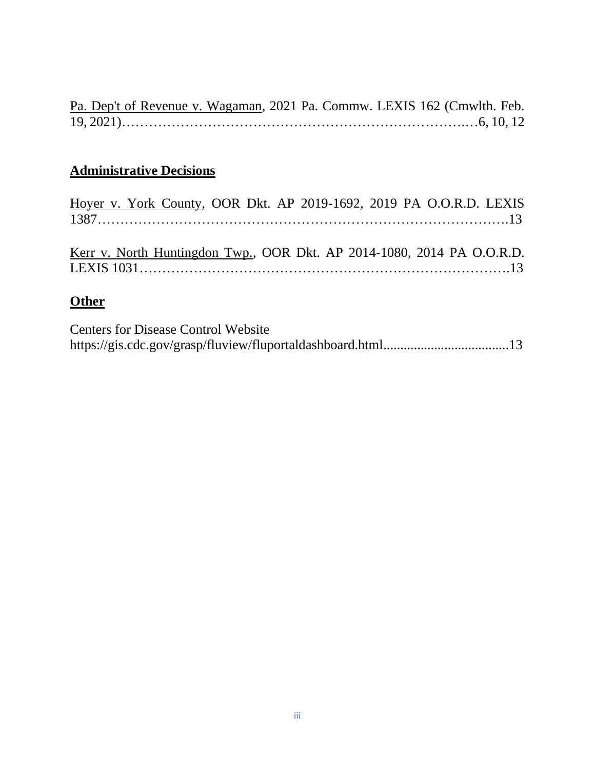Pa. Dep't of Revenue v. Wagaman, 2021 Pa. Commw. LEXIS 162 (Cmwlth. Feb. 19, 2021)…………………………………………………………………….…6, 10, 12

**Administrative Decisions**

Hoyer v. York County, OOR Dkt. AP 2019-1692, 2019 PA O.O.R.D. LEXIS 1387…………………………………………………………………………….13

Kerr v. North Huntingdon Twp., OOR Dkt. AP 2014-1080, 2014 PA O.O.R.D. LEXIS 1031……………………………………………………………………….13

**Other**

Centers for Disease Control Website https://gis.cdc.gov/grasp/fluview/fluportaldashboard.html.....................................13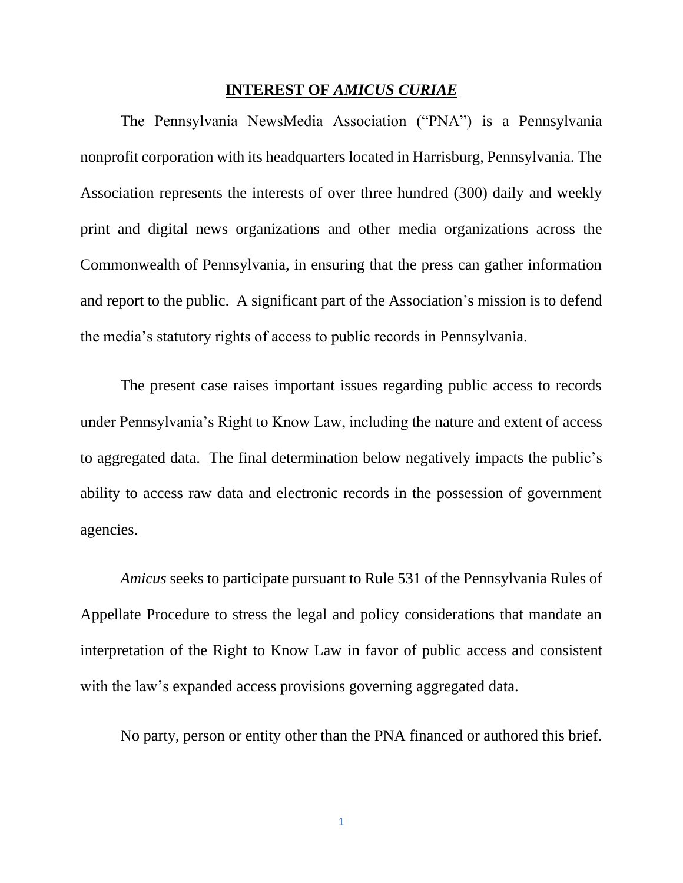## INTEREST OF *AMICUS CURIAE*

The Pennsylvania NewsMedia Association ("PNA") is a Pennsylvania nonprofit corporation with its headquarters located in Harrisburg, Pennsylvania. The Association represents the interests of over three hundred (300) daily and weekly print and digital news organizations and other media organizations across the Commonwealth of Pennsylvania, in ensuring that the press can gather information and report to the public. A significant part of the Association's mission is to defend the media's statutory rights of access to public records in Pennsylvania.

The present case raises important issues regarding public access to records under Pennsylvania's Right to Know Law, including the nature and extent of access to aggregated data. The final determination below negatively impacts the public's ability to access raw data and electronic records in the possession of government agencies.

*Amicus* seeks to participate pursuant to Rule 531 of the Pennsylvania Rules of Appellate Procedure to stress the legal and policy considerations that mandate an interpretation of the Right to Know Law in favor of public access and consistent with the law's expanded access provisions governing aggregated data.

No party, person or entity other than the PNA financed or authored this brief.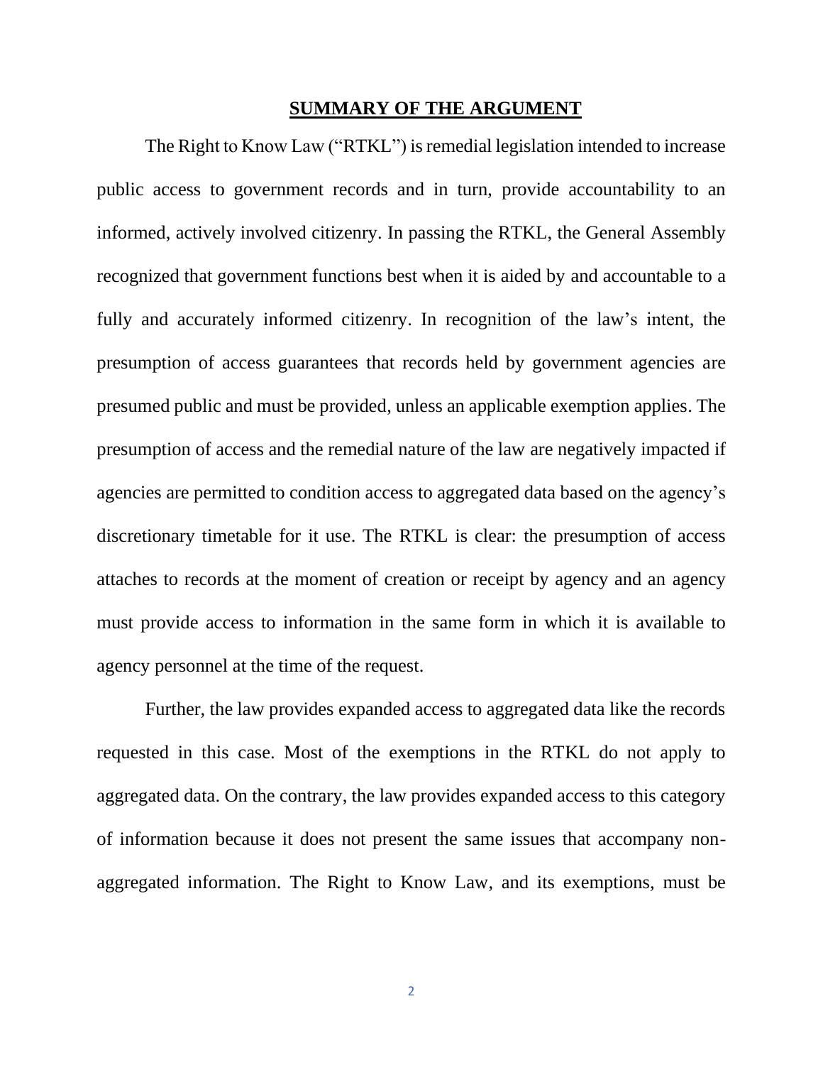## SUMMARY OF THE ARGUMENT

The Right to Know Law ("RTKL") is remedial legislation intended to increase public access to government records and in turn, provide accountability to an informed, actively involved citizenry. In passing the RTKL, the General Assembly recognized that government functions best when it is aided by and accountable to a fully and accurately informed citizenry. In recognition of the law's intent, the presumption of access guarantees that records held by government agencies are presumed public and must be provided, unless an applicable exemption applies. The presumption of access and the remedial nature of the law are negatively impacted if agencies are permitted to condition access to aggregated data based on the agency's discretionary timetable for it use. The RTKL is clear: the presumption of access attaches to records at the moment of creation or receipt by agency and an agency must provide access to information in the same form in which it is available to agency personnel at the time of the request.

Further, the law provides expanded access to aggregated data like the records requested in this case. Most of the exemptions in the RTKL do not apply to aggregated data. On the contrary, the law provides expanded access to this category of information because it does not present the same issues that accompany non-aggregated information. The Right to Know Law, and its exemptions, must be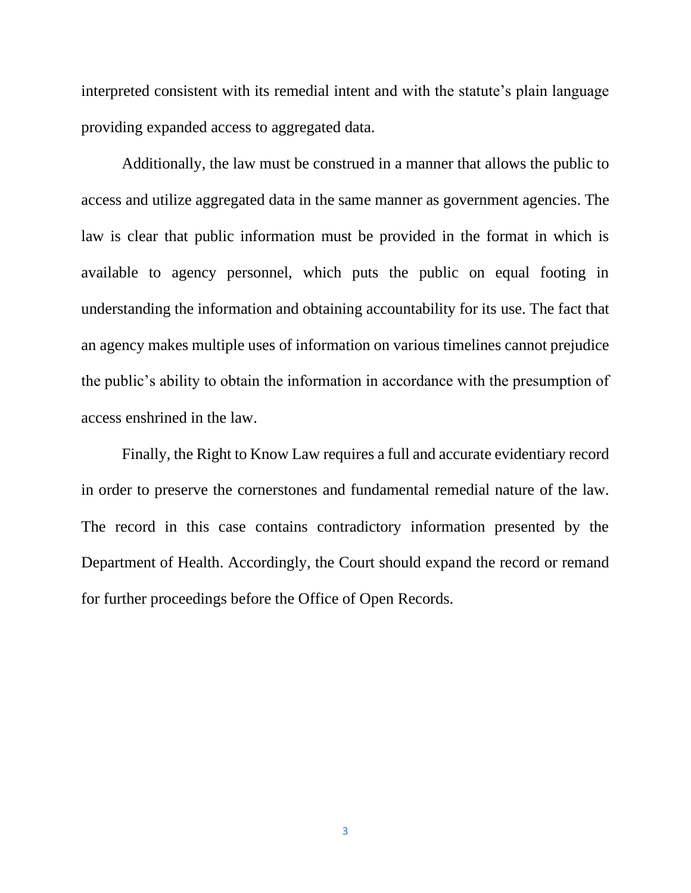interpreted consistent with its remedial intent and with the statute's plain language providing expanded access to aggregated data.

Additionally, the law must be construed in a manner that allows the public to access and utilize aggregated data in the same manner as government agencies. The law is clear that public information must be provided in the format in which is available to agency personnel, which puts the public on equal footing in understanding the information and obtaining accountability for its use. The fact that an agency makes multiple uses of information on various timelines cannot prejudice the public's ability to obtain the information in accordance with the presumption of access enshrined in the law.

Finally, the Right to Know Law requires a full and accurate evidentiary record in order to preserve the cornerstones and fundamental remedial nature of the law. The record in this case contains contradictory information presented by the Department of Health. Accordingly, the Court should expand the record or remand for further proceedings before the Office of Open Records.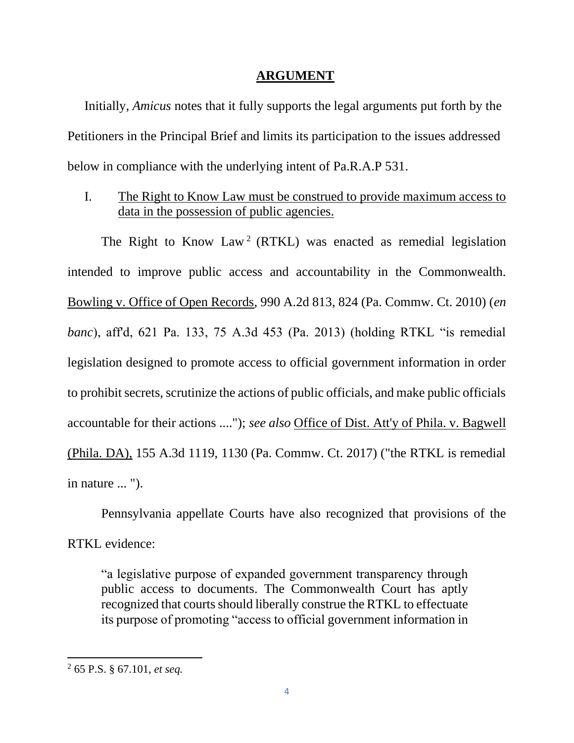## ARGUMENT

Initially, *Amicus* notes that it fully supports the legal arguments put forth by the Petitioners in the Principal Brief and limits its participation to the issues addressed below in compliance with the underlying intent of Pa.R.A.P 531.

I. The Right to Know Law must be construed to provide maximum access to data in the possession of public agencies.

The Right to Know Law[2] (RTKL) was enacted as remedial legislation intended to improve public access and accountability in the Commonwealth. Bowling v. Office of Open Records, 990 A.2d 813, 824 (Pa. Commw. Ct. 2010) (*en banc*), aff'd, 621 Pa. 133, 75 A.3d 453 (Pa. 2013) (holding RTKL "is remedial legislation designed to promote access to official government information in order to prohibit secrets, scrutinize the actions of public officials, and make public officials accountable for their actions ...."); *see also* Office of Dist. Att'y of Phila. v. Bagwell (Phila. DA), 155 A.3d 1119, 1130 (Pa. Commw. Ct. 2017) ("the RTKL is remedial in nature ... ").

Pennsylvania appellate Courts have also recognized that provisions of the RTKL evidence:

> "a legislative purpose of expanded government transparency through public access to documents. The Commonwealth Court has aptly recognized that courts should liberally construe the RTKL to effectuate its purpose of promoting "access to official government information in

[2] 65 P.S. § 67.101, *et seq.*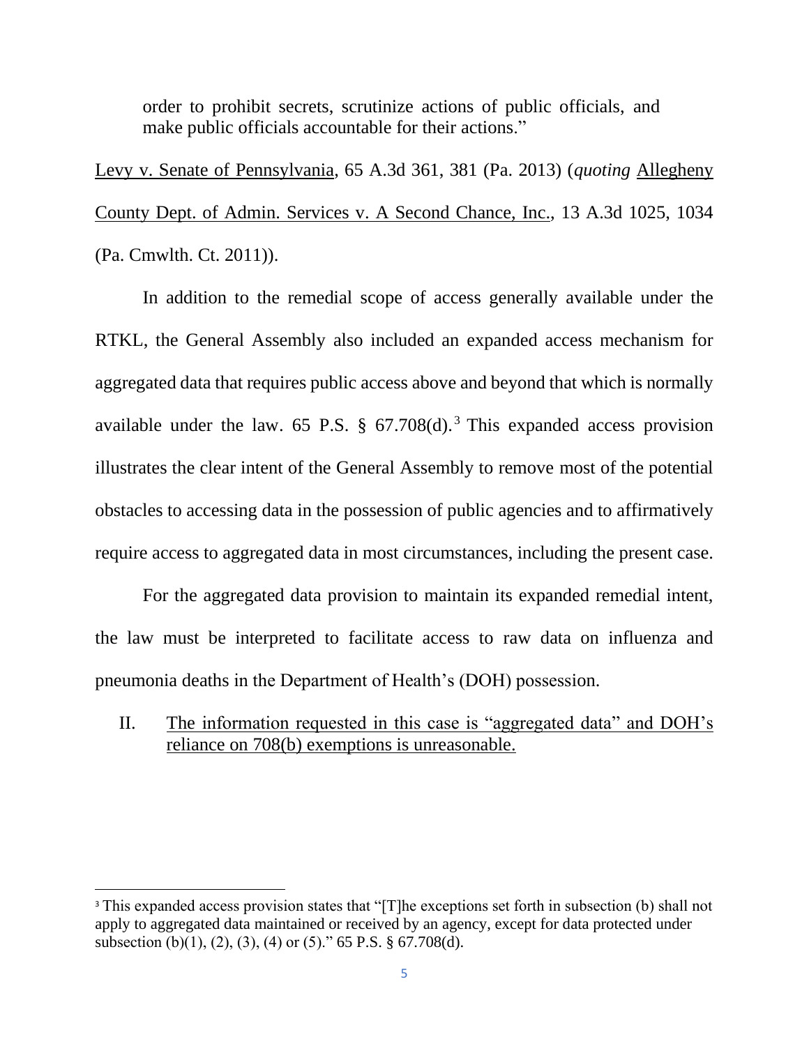> order to prohibit secrets, scrutinize actions of public officials, and make public officials accountable for their actions."

Levy v. Senate of Pennsylvania, 65 A.3d 361, 381 (Pa. 2013) (*quoting* Allegheny County Dept. of Admin. Services v. A Second Chance, Inc., 13 A.3d 1025, 1034 (Pa. Cmwlth. Ct. 2011)).

In addition to the remedial scope of access generally available under the RTKL, the General Assembly also included an expanded access mechanism for aggregated data that requires public access above and beyond that which is normally available under the law. 65 P.S. § 67.708(d).[3] This expanded access provision illustrates the clear intent of the General Assembly to remove most of the potential obstacles to accessing data in the possession of public agencies and to affirmatively require access to aggregated data in most circumstances, including the present case.

For the aggregated data provision to maintain its expanded remedial intent, the law must be interpreted to facilitate access to raw data on influenza and pneumonia deaths in the Department of Health's (DOH) possession.

II. The information requested in this case is "aggregated data" and DOH's reliance on 708(b) exemptions is unreasonable.

[3] This expanded access provision states that "[T]he exceptions set forth in subsection (b) shall not apply to aggregated data maintained or received by an agency, except for data protected under subsection (b)(1), (2), (3), (4) or (5)." 65 P.S. § 67.708(d).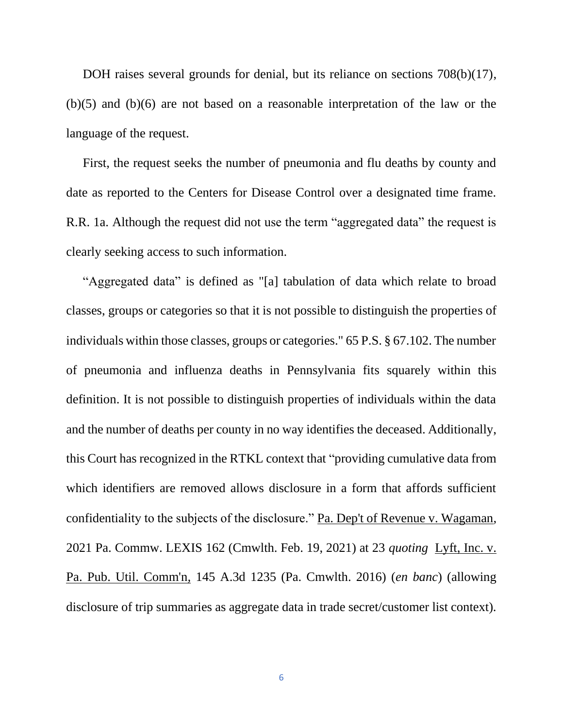DOH raises several grounds for denial, but its reliance on sections 708(b)(17), (b)(5) and (b)(6) are not based on a reasonable interpretation of the law or the language of the request.

First, the request seeks the number of pneumonia and flu deaths by county and date as reported to the Centers for Disease Control over a designated time frame. R.R. 1a. Although the request did not use the term "aggregated data" the request is clearly seeking access to such information.

"Aggregated data" is defined as "[a] tabulation of data which relate to broad classes, groups or categories so that it is not possible to distinguish the properties of individuals within those classes, groups or categories." 65 P.S. § 67.102. The number of pneumonia and influenza deaths in Pennsylvania fits squarely within this definition. It is not possible to distinguish properties of individuals within the data and the number of deaths per county in no way identifies the deceased. Additionally, this Court has recognized in the RTKL context that "providing cumulative data from which identifiers are removed allows disclosure in a form that affords sufficient confidentiality to the subjects of the disclosure." Pa. Dep't of Revenue v. Wagaman, 2021 Pa. Commw. LEXIS 162 (Cmwlth. Feb. 19, 2021) at 23 *quoting* Lyft, Inc. v. Pa. Pub. Util. Comm'n, 145 A.3d 1235 (Pa. Cmwlth. 2016) (*en banc*) (allowing disclosure of trip summaries as aggregate data in trade secret/customer list context).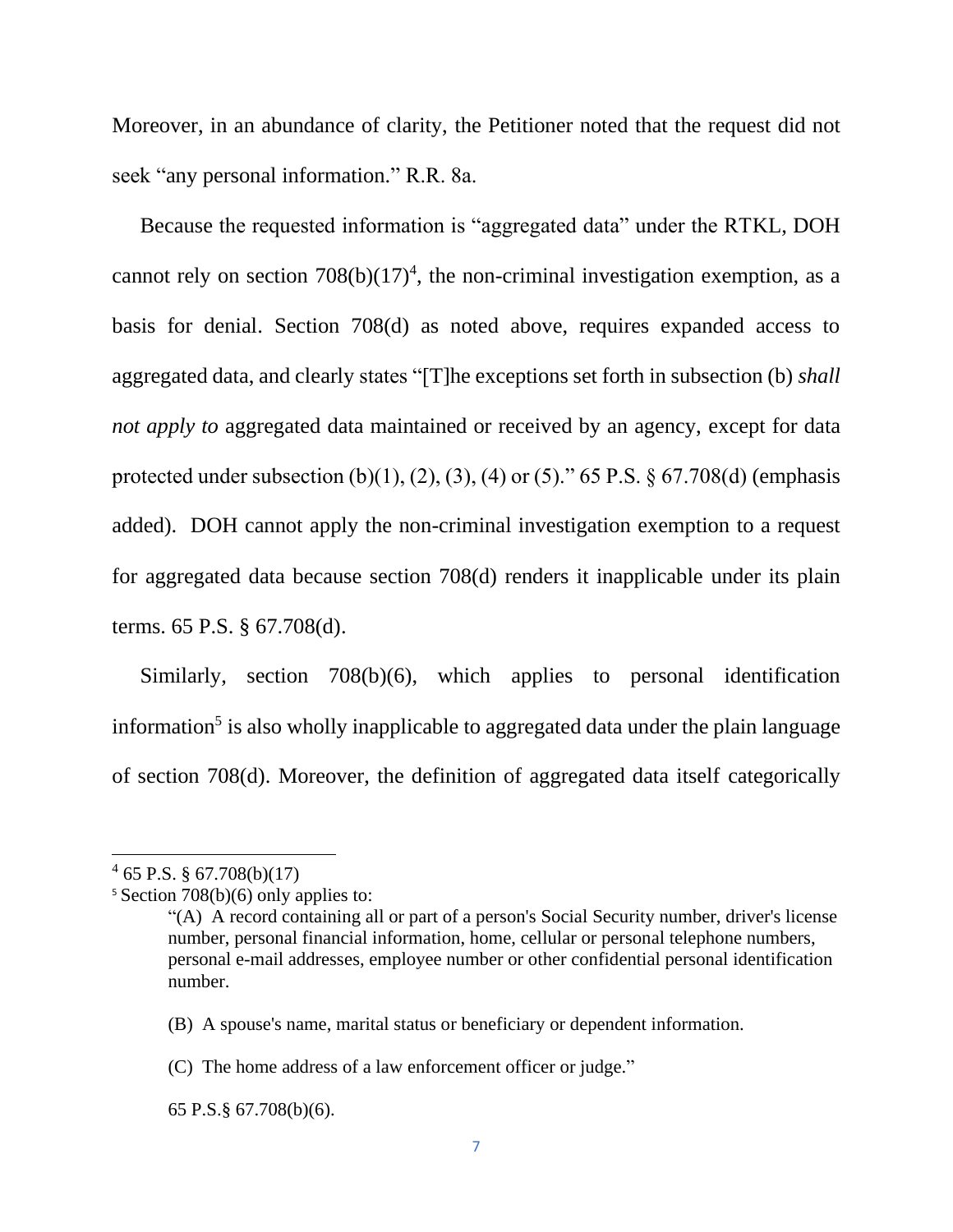Moreover, in an abundance of clarity, the Petitioner noted that the request did not seek "any personal information." R.R. 8a.

Because the requested information is "aggregated data" under the RTKL, DOH cannot rely on section 708(b)(17)[4], the non-criminal investigation exemption, as a basis for denial. Section 708(d) as noted above, requires expanded access to aggregated data, and clearly states "[T]he exceptions set forth in subsection (b) *shall not apply to* aggregated data maintained or received by an agency, except for data protected under subsection (b)(1), (2), (3), (4) or (5)." 65 P.S. § 67.708(d) (emphasis added). DOH cannot apply the non-criminal investigation exemption to a request for aggregated data because section 708(d) renders it inapplicable under its plain terms. 65 P.S. § 67.708(d).

Similarly, section 708(b)(6), which applies to personal identification information[5] is also wholly inapplicable to aggregated data under the plain language of section 708(d). Moreover, the definition of aggregated data itself categorically

---

[4] 65 P.S. § 67.708(b)(17)

[5] Section 708(b)(6) only applies to:

> "(A) A record containing all or part of a person's Social Security number, driver's license number, personal financial information, home, cellular or personal telephone numbers, personal e-mail addresses, employee number or other confidential personal identification number.
>
> (B) A spouse's name, marital status or beneficiary or dependent information.
>
> (C) The home address of a law enforcement officer or judge."
>
> 65 P.S.§ 67.708(b)(6).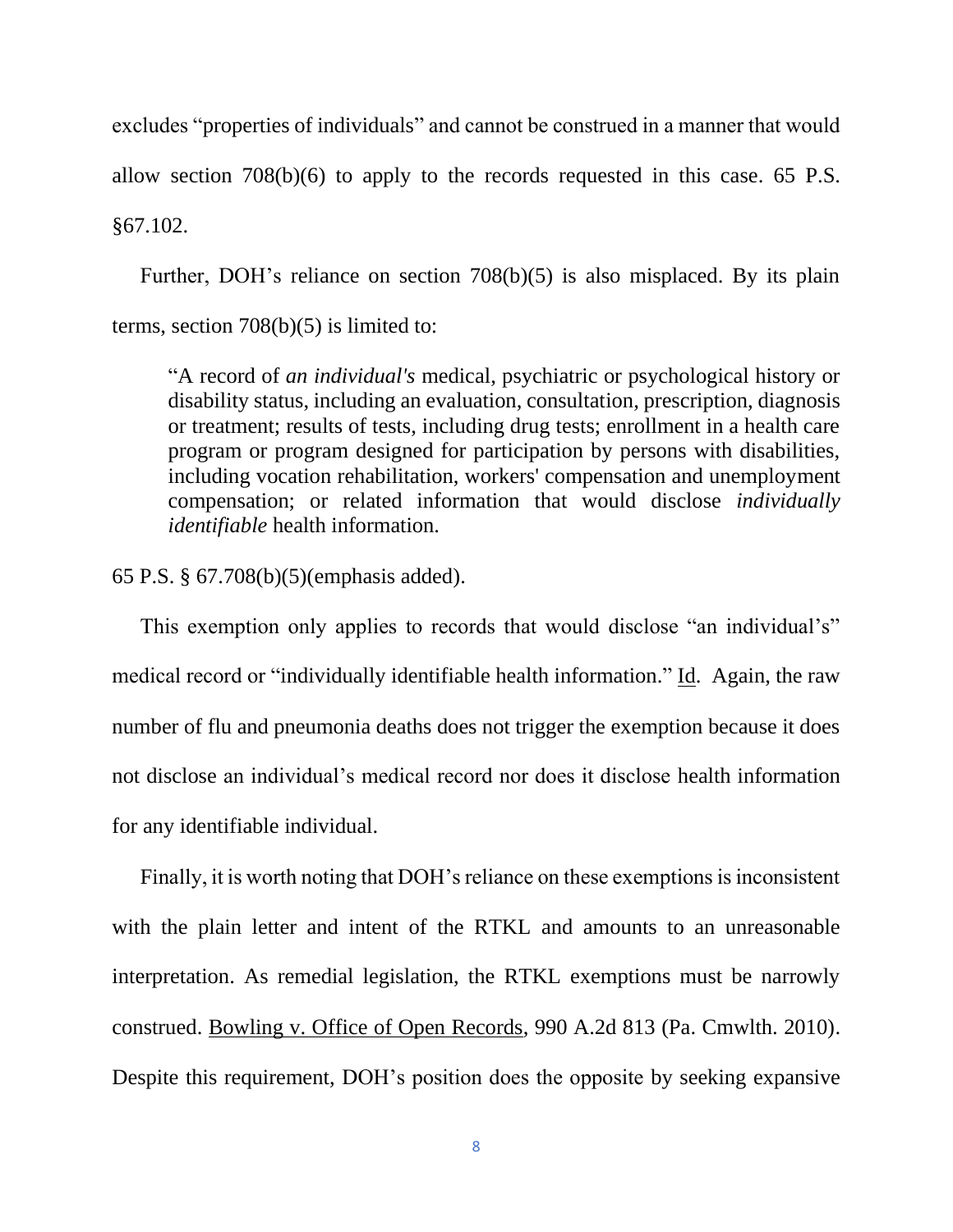excludes "properties of individuals" and cannot be construed in a manner that would allow section 708(b)(6) to apply to the records requested in this case. 65 P.S. §67.102.

Further, DOH's reliance on section 708(b)(5) is also misplaced. By its plain terms, section 708(b)(5) is limited to:

> "A record of *an individual's* medical, psychiatric or psychological history or disability status, including an evaluation, consultation, prescription, diagnosis or treatment; results of tests, including drug tests; enrollment in a health care program or program designed for participation by persons with disabilities, including vocation rehabilitation, workers' compensation and unemployment compensation; or related information that would disclose *individually identifiable* health information.

65 P.S. § 67.708(b)(5)(emphasis added).

This exemption only applies to records that would disclose "an individual's" medical record or "individually identifiable health information." Id. Again, the raw number of flu and pneumonia deaths does not trigger the exemption because it does not disclose an individual's medical record nor does it disclose health information for any identifiable individual.

Finally, it is worth noting that DOH's reliance on these exemptions is inconsistent with the plain letter and intent of the RTKL and amounts to an unreasonable interpretation. As remedial legislation, the RTKL exemptions must be narrowly construed. Bowling v. Office of Open Records, 990 A.2d 813 (Pa. Cmwlth. 2010). Despite this requirement, DOH's position does the opposite by seeking expansive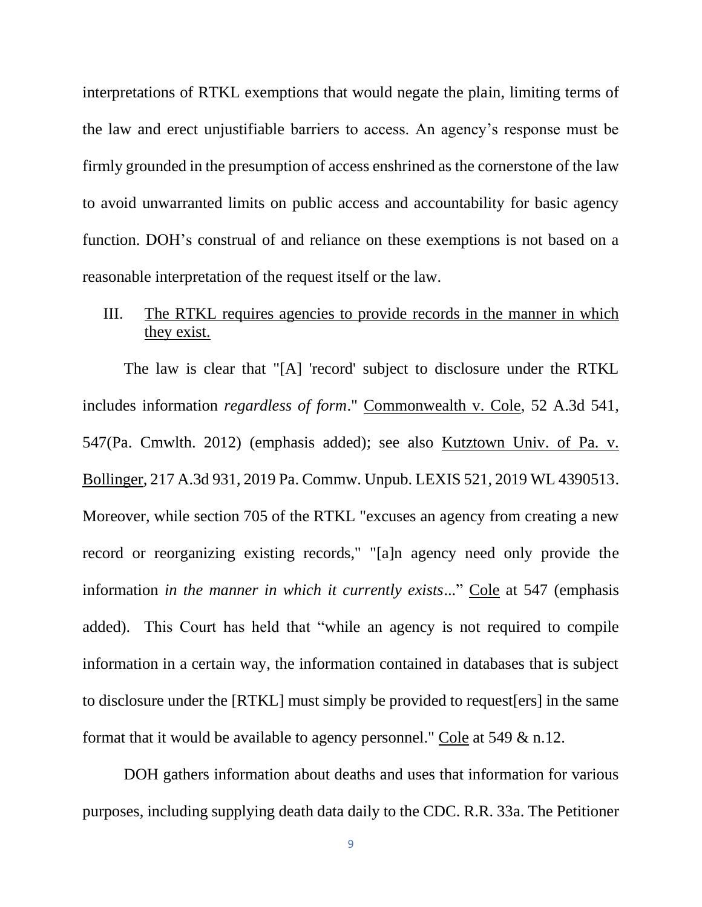interpretations of RTKL exemptions that would negate the plain, limiting terms of the law and erect unjustifiable barriers to access. An agency's response must be firmly grounded in the presumption of access enshrined as the cornerstone of the law to avoid unwarranted limits on public access and accountability for basic agency function. DOH's construal of and reliance on these exemptions is not based on a reasonable interpretation of the request itself or the law.

III. <u>The RTKL requires agencies to provide records in the manner in which they exist.</u>

The law is clear that "[A] 'record' subject to disclosure under the RTKL includes information *regardless of form*." <u>Commonwealth v. Cole</u>, 52 A.3d 541, 547(Pa. Cmwlth. 2012) (emphasis added); see also <u>Kutztown Univ. of Pa. v. Bollinger</u>, 217 A.3d 931, 2019 Pa. Commw. Unpub. LEXIS 521, 2019 WL 4390513. Moreover, while section 705 of the RTKL "excuses an agency from creating a new record or reorganizing existing records," "[a]n agency need only provide the information *in the manner in which it currently exists*..." <u>Cole</u> at 547 (emphasis added). This Court has held that "while an agency is not required to compile information in a certain way, the information contained in databases that is subject to disclosure under the [RTKL] must simply be provided to request[ers] in the same format that it would be available to agency personnel." <u>Cole</u> at 549 & n.12.

DOH gathers information about deaths and uses that information for various purposes, including supplying death data daily to the CDC. R.R. 33a. The Petitioner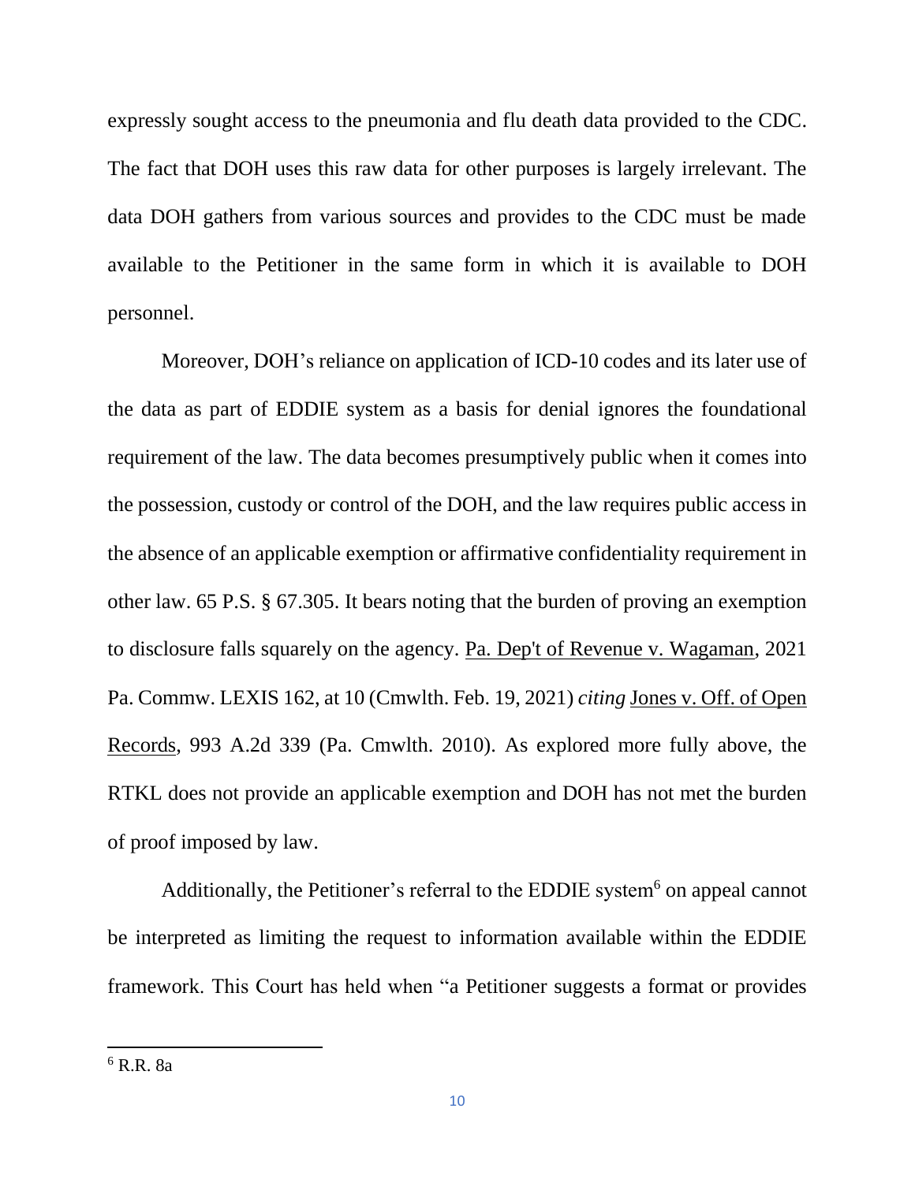expressly sought access to the pneumonia and flu death data provided to the CDC. The fact that DOH uses this raw data for other purposes is largely irrelevant. The data DOH gathers from various sources and provides to the CDC must be made available to the Petitioner in the same form in which it is available to DOH personnel.

Moreover, DOH's reliance on application of ICD-10 codes and its later use of the data as part of EDDIE system as a basis for denial ignores the foundational requirement of the law. The data becomes presumptively public when it comes into the possession, custody or control of the DOH, and the law requires public access in the absence of an applicable exemption or affirmative confidentiality requirement in other law. 65 P.S. § 67.305. It bears noting that the burden of proving an exemption to disclosure falls squarely on the agency. Pa. Dep't of Revenue v. Wagaman, 2021 Pa. Commw. LEXIS 162, at 10 (Cmwlth. Feb. 19, 2021) *citing* Jones v. Off. of Open Records, 993 A.2d 339 (Pa. Cmwlth. 2010). As explored more fully above, the RTKL does not provide an applicable exemption and DOH has not met the burden of proof imposed by law.

Additionally, the Petitioner's referral to the EDDIE system[6] on appeal cannot be interpreted as limiting the request to information available within the EDDIE framework. This Court has held when "a Petitioner suggests a format or provides

[6] R.R. 8a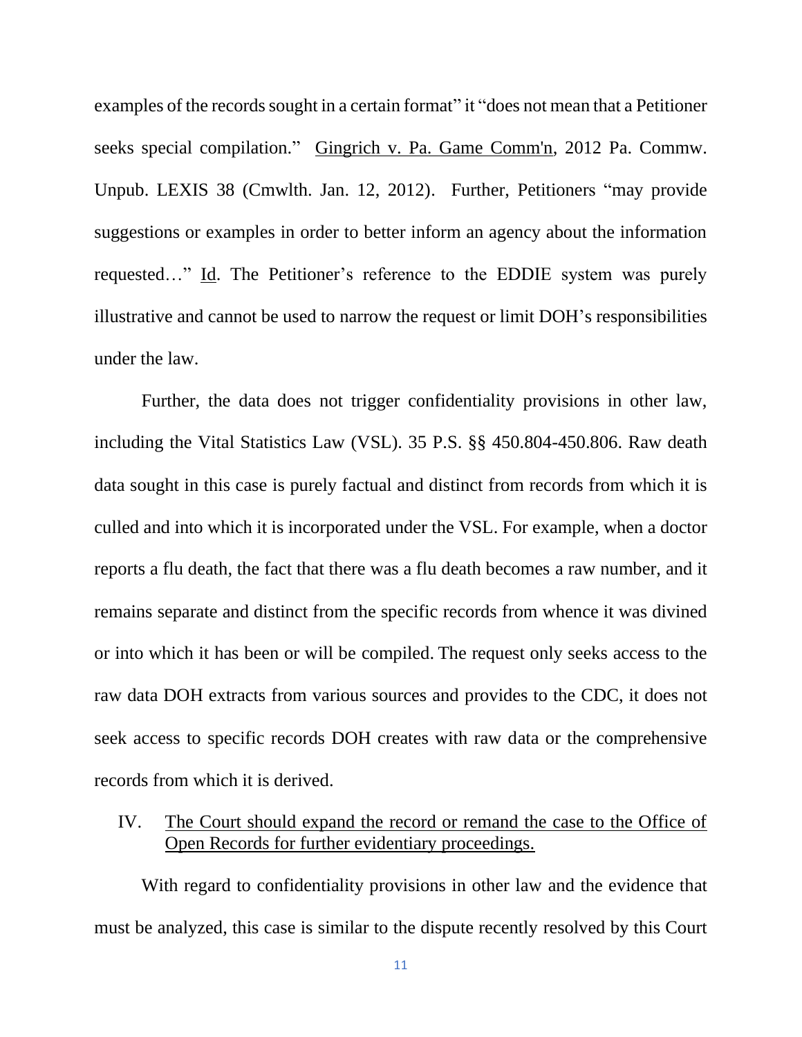examples of the records sought in a certain format" it "does not mean that a Petitioner seeks special compilation." Gingrich v. Pa. Game Comm'n, 2012 Pa. Commw. Unpub. LEXIS 38 (Cmwlth. Jan. 12, 2012). Further, Petitioners "may provide suggestions or examples in order to better inform an agency about the information requested…" Id. The Petitioner's reference to the EDDIE system was purely illustrative and cannot be used to narrow the request or limit DOH's responsibilities under the law.

Further, the data does not trigger confidentiality provisions in other law, including the Vital Statistics Law (VSL). 35 P.S. §§ 450.804-450.806. Raw death data sought in this case is purely factual and distinct from records from which it is culled and into which it is incorporated under the VSL. For example, when a doctor reports a flu death, the fact that there was a flu death becomes a raw number, and it remains separate and distinct from the specific records from whence it was divined or into which it has been or will be compiled. The request only seeks access to the raw data DOH extracts from various sources and provides to the CDC, it does not seek access to specific records DOH creates with raw data or the comprehensive records from which it is derived.

## IV. The Court should expand the record or remand the case to the Office of Open Records for further evidentiary proceedings.

With regard to confidentiality provisions in other law and the evidence that must be analyzed, this case is similar to the dispute recently resolved by this Court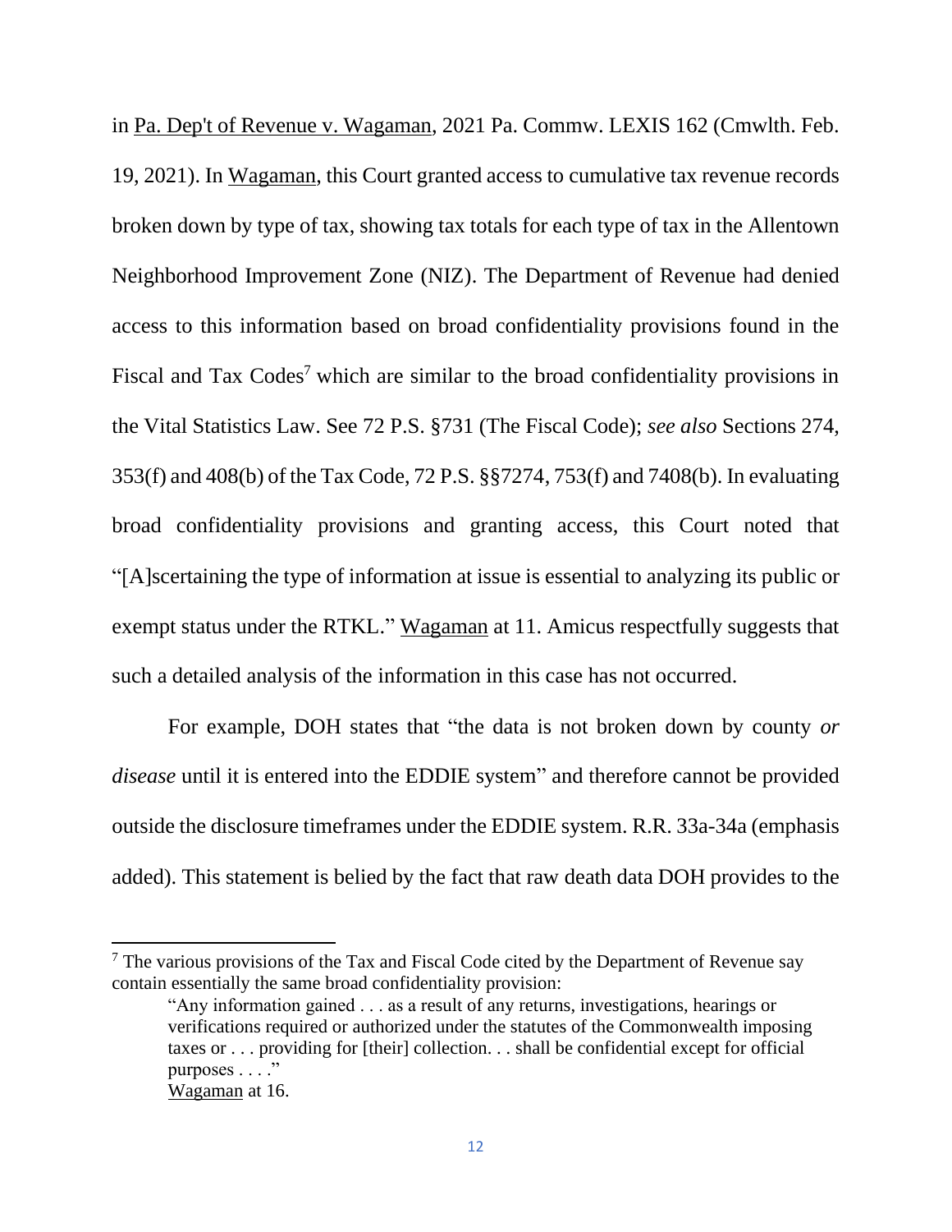in Pa. Dep't of Revenue v. Wagaman, 2021 Pa. Commw. LEXIS 162 (Cmwlth. Feb. 19, 2021). In Wagaman, this Court granted access to cumulative tax revenue records broken down by type of tax, showing tax totals for each type of tax in the Allentown Neighborhood Improvement Zone (NIZ). The Department of Revenue had denied access to this information based on broad confidentiality provisions found in the Fiscal and Tax Codes[7] which are similar to the broad confidentiality provisions in the Vital Statistics Law. See 72 P.S. §731 (The Fiscal Code); *see also* Sections 274, 353(f) and 408(b) of the Tax Code, 72 P.S. §§7274, 753(f) and 7408(b). In evaluating broad confidentiality provisions and granting access, this Court noted that "[A]scertaining the type of information at issue is essential to analyzing its public or exempt status under the RTKL." Wagaman at 11. Amicus respectfully suggests that such a detailed analysis of the information in this case has not occurred.

For example, DOH states that "the data is not broken down by county *or disease* until it is entered into the EDDIE system" and therefore cannot be provided outside the disclosure timeframes under the EDDIE system. R.R. 33a-34a (emphasis added). This statement is belied by the fact that raw death data DOH provides to the

---

[7] The various provisions of the Tax and Fiscal Code cited by the Department of Revenue say contain essentially the same broad confidentiality provision:

> "Any information gained . . . as a result of any returns, investigations, hearings or verifications required or authorized under the statutes of the Commonwealth imposing taxes or . . . providing for [their] collection. . . shall be confidential except for official purposes . . . ."
>
> Wagaman at 16.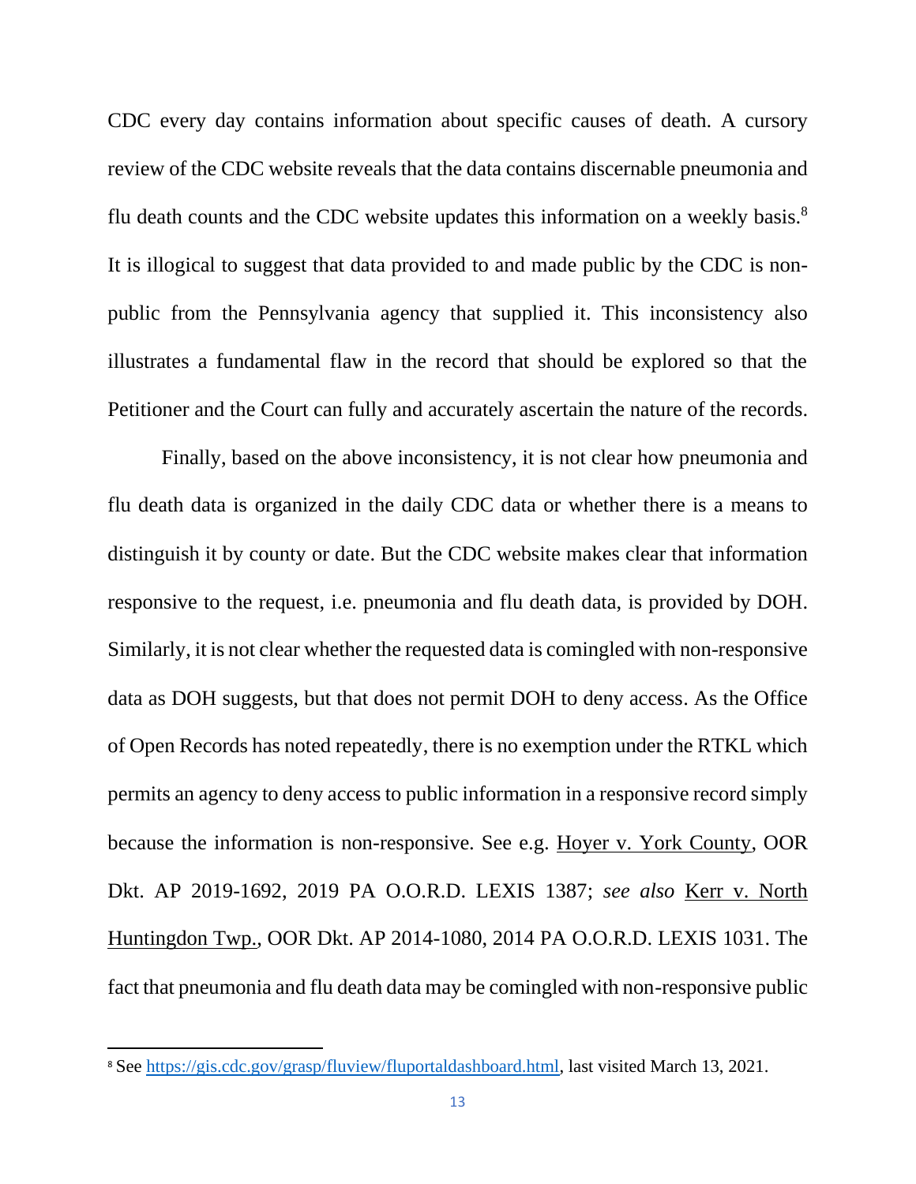CDC every day contains information about specific causes of death. A cursory review of the CDC website reveals that the data contains discernable pneumonia and flu death counts and the CDC website updates this information on a weekly basis.[8] It is illogical to suggest that data provided to and made public by the CDC is non-public from the Pennsylvania agency that supplied it. This inconsistency also illustrates a fundamental flaw in the record that should be explored so that the Petitioner and the Court can fully and accurately ascertain the nature of the records.

Finally, based on the above inconsistency, it is not clear how pneumonia and flu death data is organized in the daily CDC data or whether there is a means to distinguish it by county or date. But the CDC website makes clear that information responsive to the request, i.e. pneumonia and flu death data, is provided by DOH. Similarly, it is not clear whether the requested data is comingled with non-responsive data as DOH suggests, but that does not permit DOH to deny access. As the Office of Open Records has noted repeatedly, there is no exemption under the RTKL which permits an agency to deny access to public information in a responsive record simply because the information is non-responsive. See e.g. Hoyer v. York County, OOR Dkt. AP 2019-1692, 2019 PA O.O.R.D. LEXIS 1387; *see also* Kerr v. North Huntingdon Twp., OOR Dkt. AP 2014-1080, 2014 PA O.O.R.D. LEXIS 1031. The fact that pneumonia and flu death data may be comingled with non-responsive public

---

[8] See https://gis.cdc.gov/grasp/fluview/fluportaldashboard.html, last visited March 13, 2021.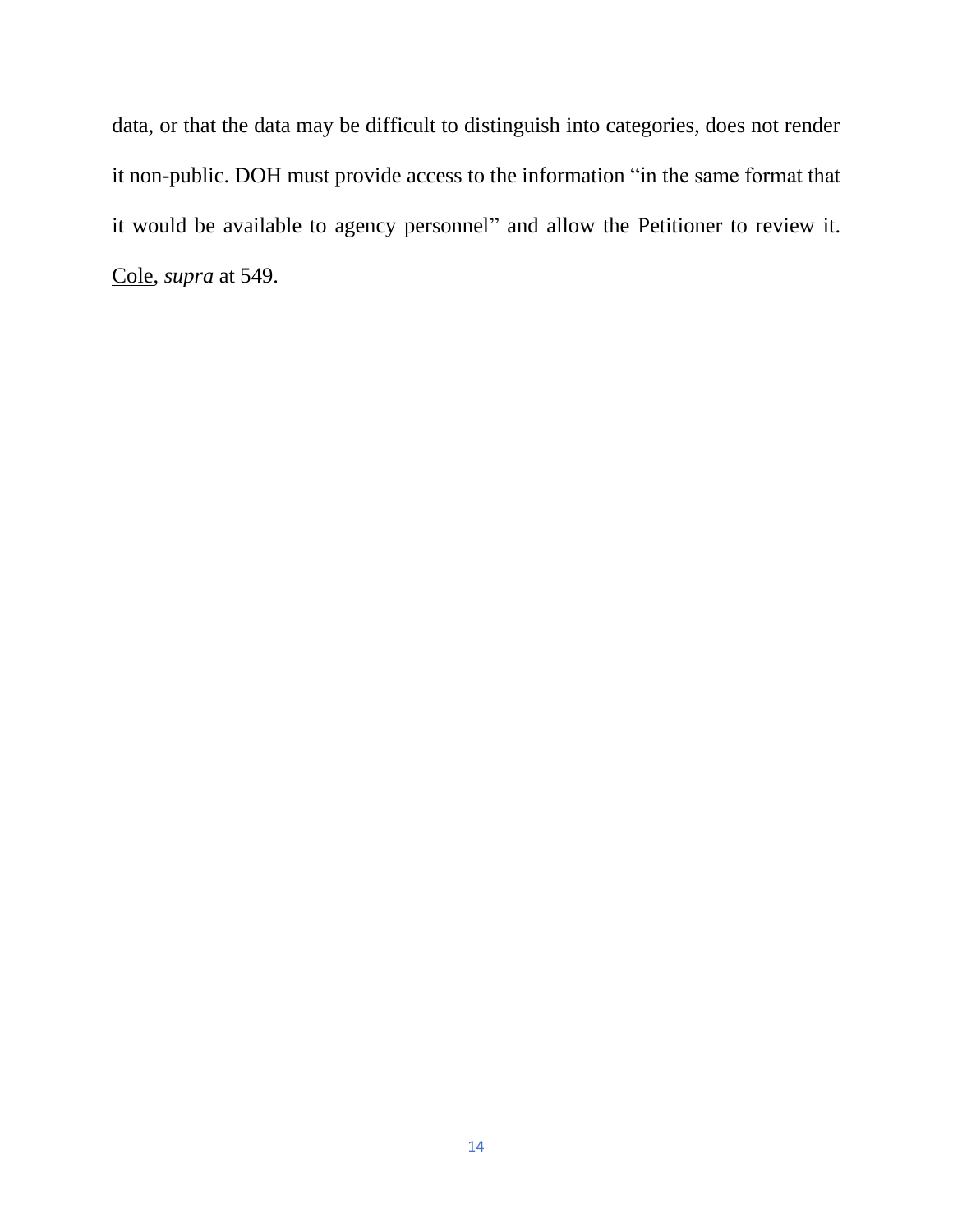data, or that the data may be difficult to distinguish into categories, does not render it non-public. DOH must provide access to the information "in the same format that it would be available to agency personnel" and allow the Petitioner to review it. Cole, *supra* at 549.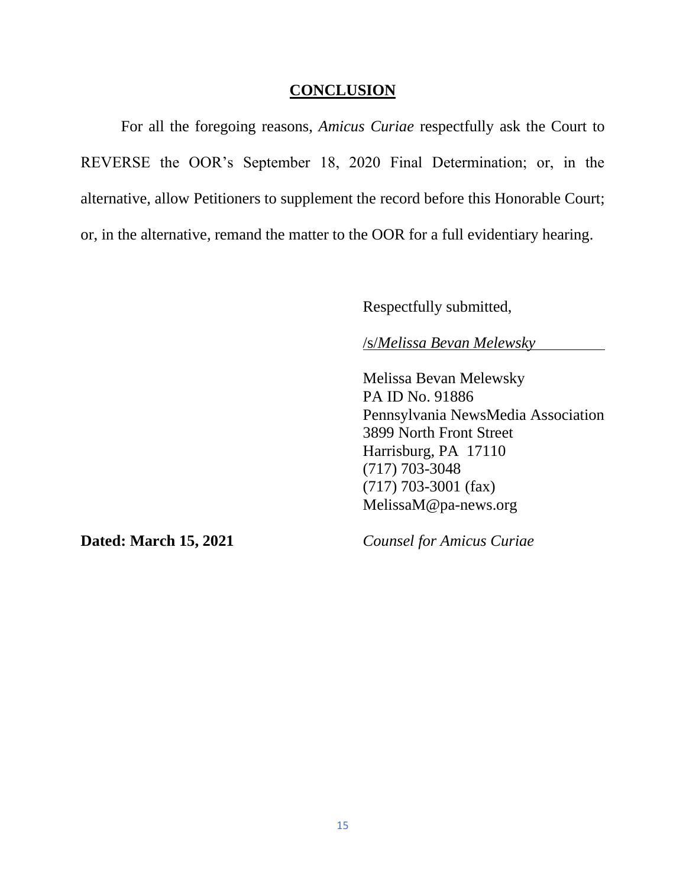## CONCLUSION

For all the foregoing reasons, *Amicus Curiae* respectfully ask the Court to REVERSE the OOR's September 18, 2020 Final Determination; or, in the alternative, allow Petitioners to supplement the record before this Honorable Court; or, in the alternative, remand the matter to the OOR for a full evidentiary hearing.

Respectfully submitted,

/s/*Melissa Bevan Melewsky*

Melissa Bevan Melewsky
PA ID No. 91886
Pennsylvania NewsMedia Association
3899 North Front Street
Harrisburg, PA 17110
(717) 703-3048
(717) 703-3001 (fax)
MelissaM@pa-news.org

**Dated: March 15, 2021**

*Counsel for Amicus Curiae*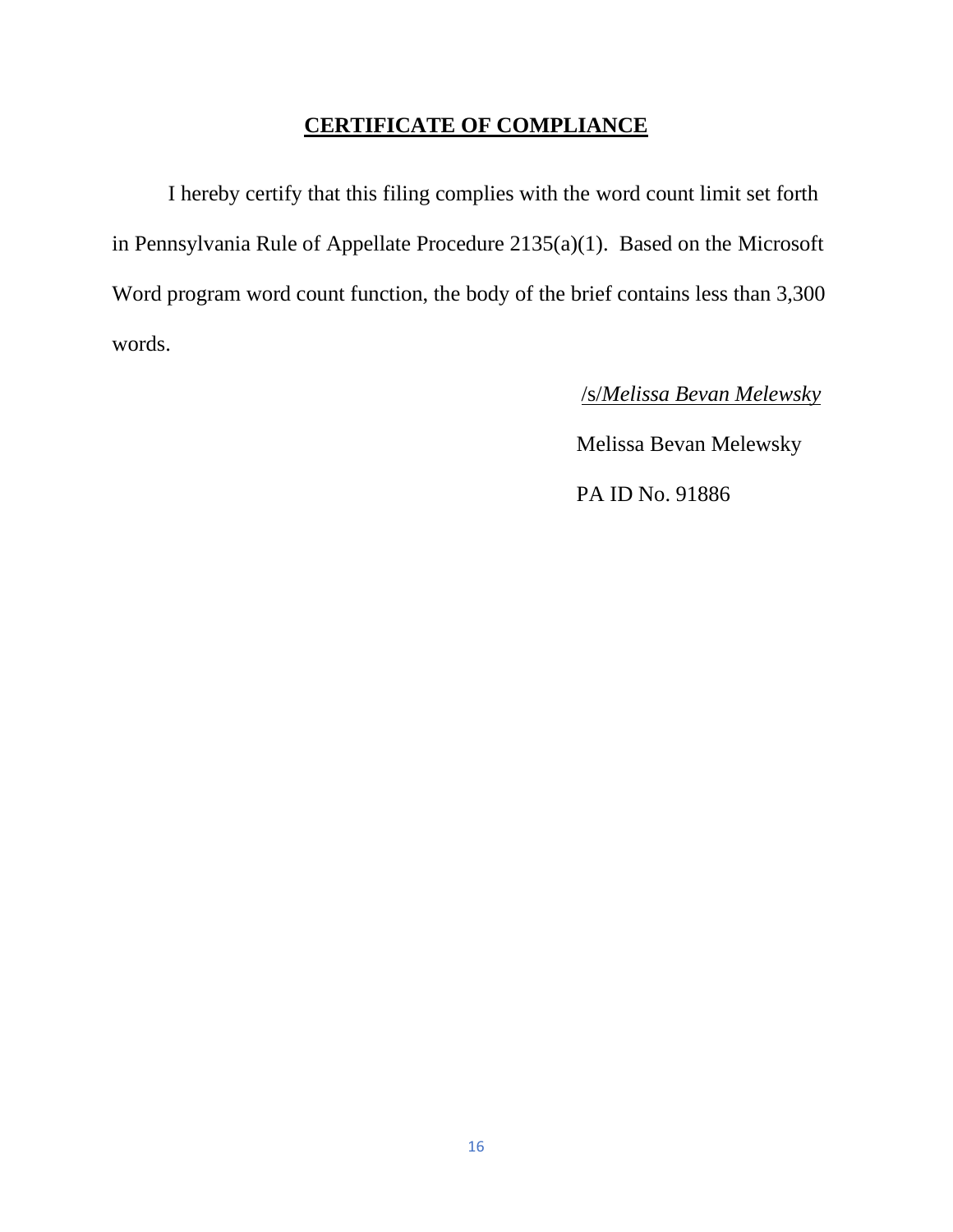## CERTIFICATE OF COMPLIANCE

I hereby certify that this filing complies with the word count limit set forth in Pennsylvania Rule of Appellate Procedure 2135(a)(1). Based on the Microsoft Word program word count function, the body of the brief contains less than 3,300 words.

/s/*Melissa Bevan Melewsky*

Melissa Bevan Melewsky

PA ID No. 91886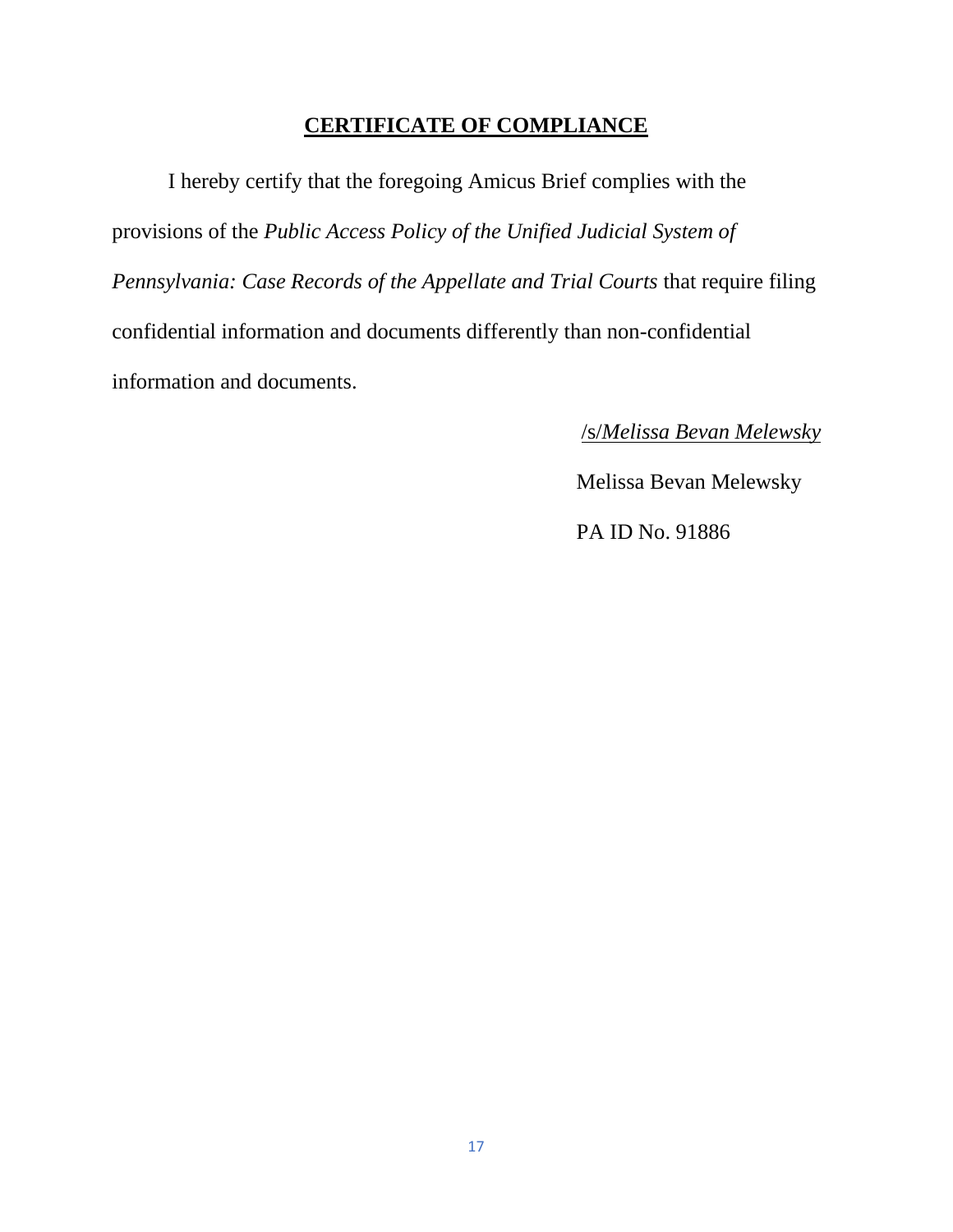## **CERTIFICATE OF COMPLIANCE**

I hereby certify that the foregoing Amicus Brief complies with the provisions of the *Public Access Policy of the Unified Judicial System of Pennsylvania: Case Records of the Appellate and Trial Courts* that require filing confidential information and documents differently than non-confidential information and documents.

/s/*Melissa Bevan Melewsky*

Melissa Bevan Melewsky

PA ID No. 91886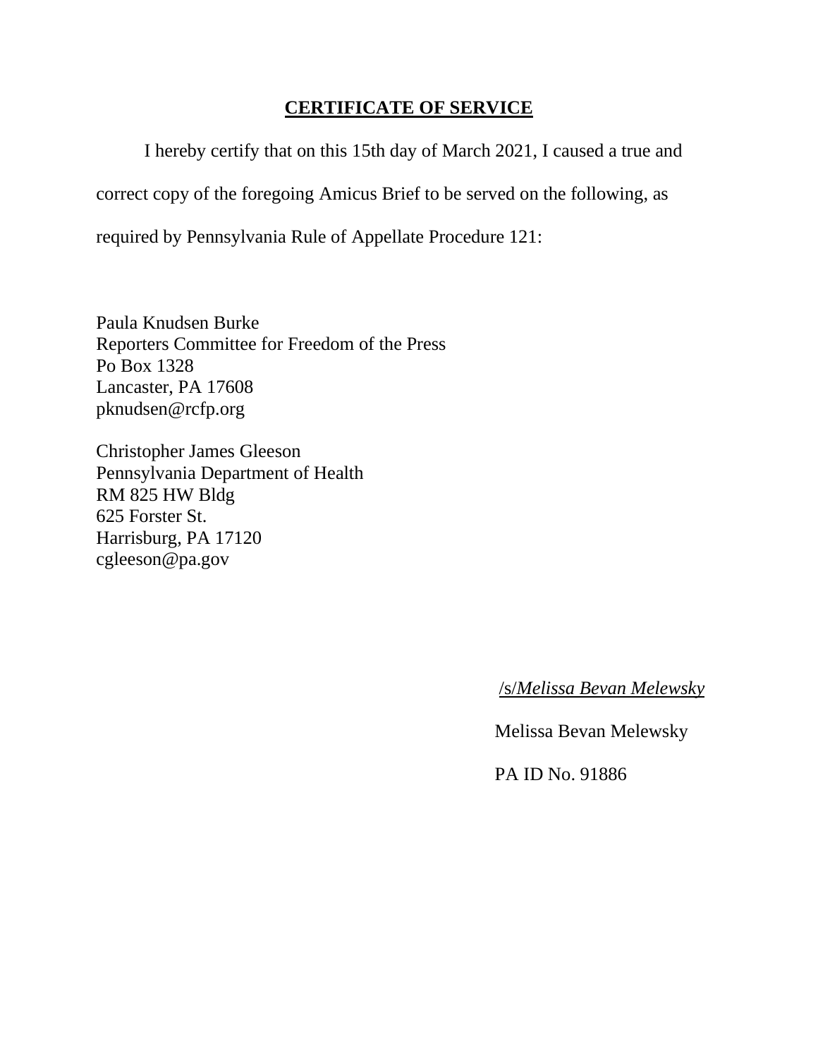## **CERTIFICATE OF SERVICE**

I hereby certify that on this 15th day of March 2021, I caused a true and correct copy of the foregoing Amicus Brief to be served on the following, as required by Pennsylvania Rule of Appellate Procedure 121:

Paula Knudsen Burke
Reporters Committee for Freedom of the Press
Po Box 1328
Lancaster, PA 17608
pknudsen@rcfp.org

Christopher James Gleeson
Pennsylvania Department of Health
RM 825 HW Bldg
625 Forster St.
Harrisburg, PA 17120
cgleeson@pa.gov

/s/*Melissa Bevan Melewsky*

Melissa Bevan Melewsky

PA ID No. 91886